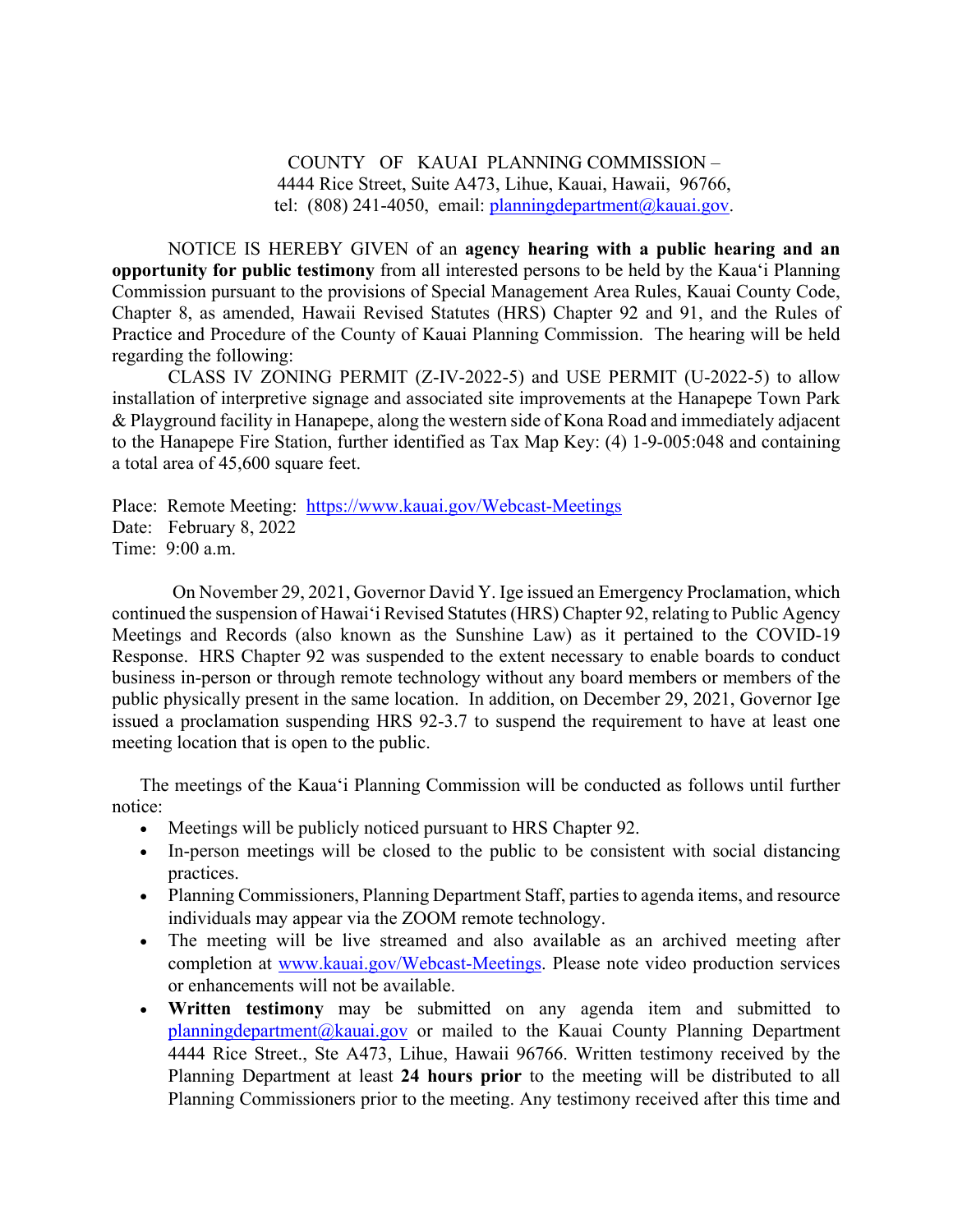COUNTY OF KAUAI PLANNING COMMISSION –
4444 Rice Street, Suite A473, Lihue, Kauai, Hawaii, 96766,
tel: (808) 241-4050, email: planningdepartment@kauai.gov.

NOTICE IS HEREBY GIVEN of an **agency hearing with a public hearing and an opportunity for public testimony** from all interested persons to be held by the Kaua'i Planning Commission pursuant to the provisions of Special Management Area Rules, Kauai County Code, Chapter 8, as amended, Hawaii Revised Statutes (HRS) Chapter 92 and 91, and the Rules of Practice and Procedure of the County of Kauai Planning Commission. The hearing will be held regarding the following:

CLASS IV ZONING PERMIT (Z-IV-2022-5) and USE PERMIT (U-2022-5) to allow installation of interpretive signage and associated site improvements at the Hanapepe Town Park & Playground facility in Hanapepe, along the western side of Kona Road and immediately adjacent to the Hanapepe Fire Station, further identified as Tax Map Key: (4) 1-9-005:048 and containing a total area of 45,600 square feet.

Place: Remote Meeting: https://www.kauai.gov/Webcast-Meetings
Date: February 8, 2022
Time: 9:00 a.m.

On November 29, 2021, Governor David Y. Ige issued an Emergency Proclamation, which continued the suspension of Hawai'i Revised Statutes (HRS) Chapter 92, relating to Public Agency Meetings and Records (also known as the Sunshine Law) as it pertained to the COVID-19 Response. HRS Chapter 92 was suspended to the extent necessary to enable boards to conduct business in-person or through remote technology without any board members or members of the public physically present in the same location. In addition, on December 29, 2021, Governor Ige issued a proclamation suspending HRS 92-3.7 to suspend the requirement to have at least one meeting location that is open to the public.

The meetings of the Kaua'i Planning Commission will be conducted as follows until further notice:

- Meetings will be publicly noticed pursuant to HRS Chapter 92.
- In-person meetings will be closed to the public to be consistent with social distancing practices.
- Planning Commissioners, Planning Department Staff, parties to agenda items, and resource individuals may appear via the ZOOM remote technology.
- The meeting will be live streamed and also available as an archived meeting after completion at www.kauai.gov/Webcast-Meetings. Please note video production services or enhancements will not be available.
- **Written testimony** may be submitted on any agenda item and submitted to planningdepartment@kauai.gov or mailed to the Kauai County Planning Department 4444 Rice Street., Ste A473, Lihue, Hawaii 96766. Written testimony received by the Planning Department at least **24 hours prior** to the meeting will be distributed to all Planning Commissioners prior to the meeting. Any testimony received after this time and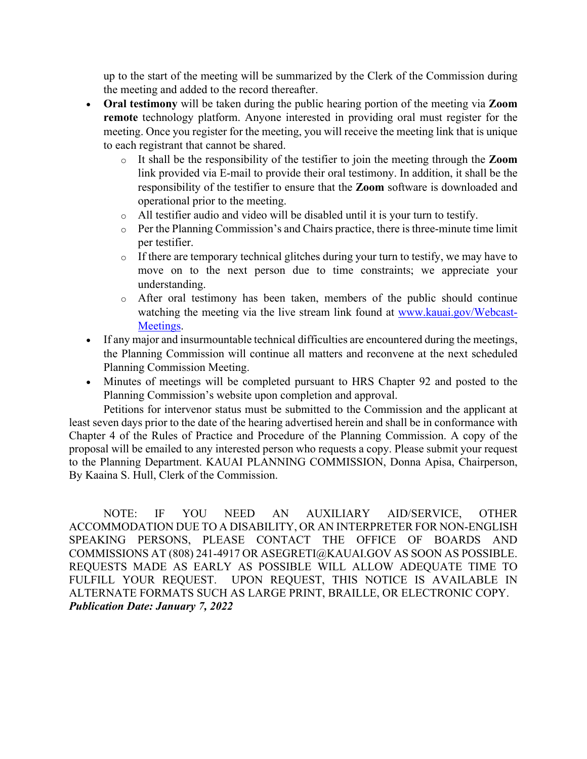up to the start of the meeting will be summarized by the Clerk of the Commission during the meeting and added to the record thereafter.

- **Oral testimony** will be taken during the public hearing portion of the meeting via **Zoom remote** technology platform. Anyone interested in providing oral must register for the meeting. Once you register for the meeting, you will receive the meeting link that is unique to each registrant that cannot be shared.
  - It shall be the responsibility of the testifier to join the meeting through the **Zoom** link provided via E-mail to provide their oral testimony. In addition, it shall be the responsibility of the testifier to ensure that the **Zoom** software is downloaded and operational prior to the meeting.
  - All testifier audio and video will be disabled until it is your turn to testify.
  - Per the Planning Commission's and Chairs practice, there is three-minute time limit per testifier.
  - If there are temporary technical glitches during your turn to testify, we may have to move on to the next person due to time constraints; we appreciate your understanding.
  - After oral testimony has been taken, members of the public should continue watching the meeting via the live stream link found at [www.kauai.gov/Webcast-Meetings](www.kauai.gov/Webcast-Meetings).
- If any major and insurmountable technical difficulties are encountered during the meetings, the Planning Commission will continue all matters and reconvene at the next scheduled Planning Commission Meeting.
- Minutes of meetings will be completed pursuant to HRS Chapter 92 and posted to the Planning Commission's website upon completion and approval.

Petitions for intervenor status must be submitted to the Commission and the applicant at least seven days prior to the date of the hearing advertised herein and shall be in conformance with Chapter 4 of the Rules of Practice and Procedure of the Planning Commission. A copy of the proposal will be emailed to any interested person who requests a copy. Please submit your request to the Planning Department. KAUAI PLANNING COMMISSION, Donna Apisa, Chairperson, By Kaaina S. Hull, Clerk of the Commission.

NOTE: IF YOU NEED AN AUXILIARY AID/SERVICE, OTHER ACCOMMODATION DUE TO A DISABILITY, OR AN INTERPRETER FOR NON-ENGLISH SPEAKING PERSONS, PLEASE CONTACT THE OFFICE OF BOARDS AND COMMISSIONS AT (808) 241-4917 OR ASEGRETI@KAUAI.GOV AS SOON AS POSSIBLE. REQUESTS MADE AS EARLY AS POSSIBLE WILL ALLOW ADEQUATE TIME TO FULFILL YOUR REQUEST. UPON REQUEST, THIS NOTICE IS AVAILABLE IN ALTERNATE FORMATS SUCH AS LARGE PRINT, BRAILLE, OR ELECTRONIC COPY.

***Publication Date: January 7, 2022***